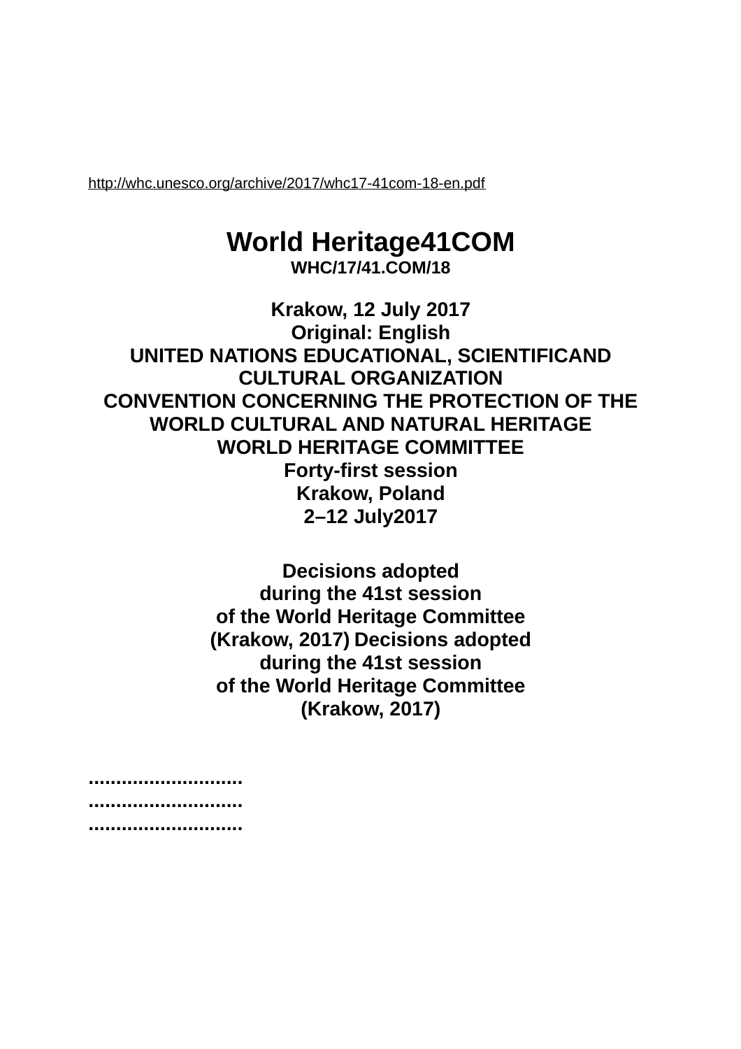http://whc.unesco.org/archive/2017/whc17-41com-18-en.pdf

# World Heritage41COM

**WHC/17/41.COM/18**

**Krakow, 12 July 2017**
**Original: English**
**UNITED NATIONS EDUCATIONAL, SCIENTIFICAND CULTURAL ORGANIZATION**
**CONVENTION CONCERNING THE PROTECTION OF THE WORLD CULTURAL AND NATURAL HERITAGE**
**WORLD HERITAGE COMMITTEE**
**Forty-first session**
**Krakow, Poland**
**2–12 July2017**

**Decisions adopted during the 41st session of the World Heritage Committee (Krakow, 2017) Decisions adopted during the 41st session of the World Heritage Committee (Krakow, 2017)**

............................
............................
............................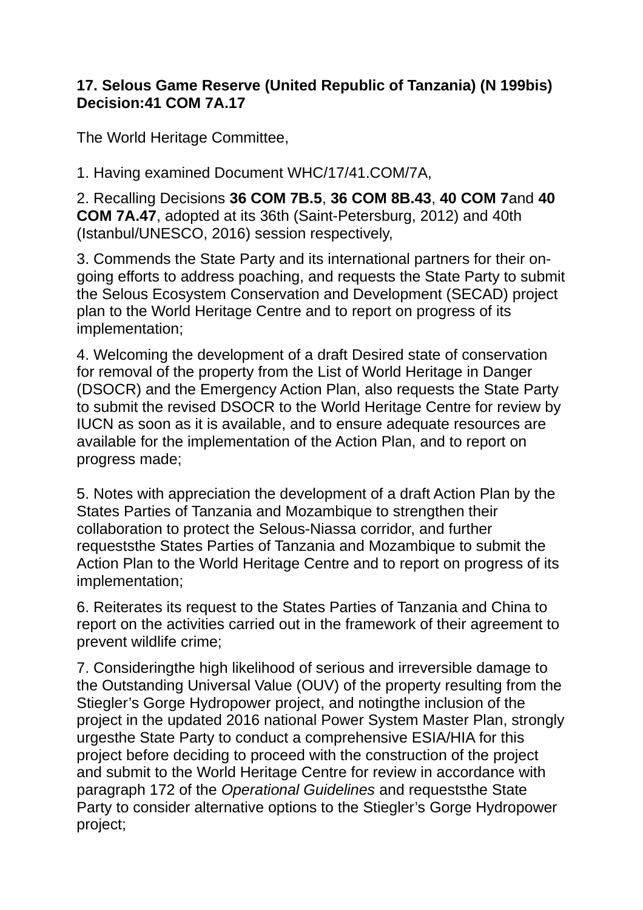**17. Selous Game Reserve (United Republic of Tanzania) (N 199bis)**
**Decision:41 COM 7A.17**

The World Heritage Committee,

1. Having examined Document WHC/17/41.COM/7A,

2. Recalling Decisions **36 COM 7B.5**, **36 COM 8B.43**, **40 COM 7**and **40 COM 7A.47**, adopted at its 36th (Saint-Petersburg, 2012) and 40th (Istanbul/UNESCO, 2016) session respectively,

3. Commends the State Party and its international partners for their on-going efforts to address poaching, and requests the State Party to submit the Selous Ecosystem Conservation and Development (SECAD) project plan to the World Heritage Centre and to report on progress of its implementation;

4. Welcoming the development of a draft Desired state of conservation for removal of the property from the List of World Heritage in Danger (DSOCR) and the Emergency Action Plan, also requests the State Party to submit the revised DSOCR to the World Heritage Centre for review by IUCN as soon as it is available, and to ensure adequate resources are available for the implementation of the Action Plan, and to report on progress made;

5. Notes with appreciation the development of a draft Action Plan by the States Parties of Tanzania and Mozambique to strengthen their collaboration to protect the Selous-Niassa corridor, and further requeststhe States Parties of Tanzania and Mozambique to submit the Action Plan to the World Heritage Centre and to report on progress of its implementation;

6. Reiterates its request to the States Parties of Tanzania and China to report on the activities carried out in the framework of their agreement to prevent wildlife crime;

7. Consideringthe high likelihood of serious and irreversible damage to the Outstanding Universal Value (OUV) of the property resulting from the Stiegler's Gorge Hydropower project, and notingthe inclusion of the project in the updated 2016 national Power System Master Plan, strongly urgesthe State Party to conduct a comprehensive ESIA/HIA for this project before deciding to proceed with the construction of the project and submit to the World Heritage Centre for review in accordance with paragraph 172 of the *Operational Guidelines* and requeststhe State Party to consider alternative options to the Stiegler's Gorge Hydropower project;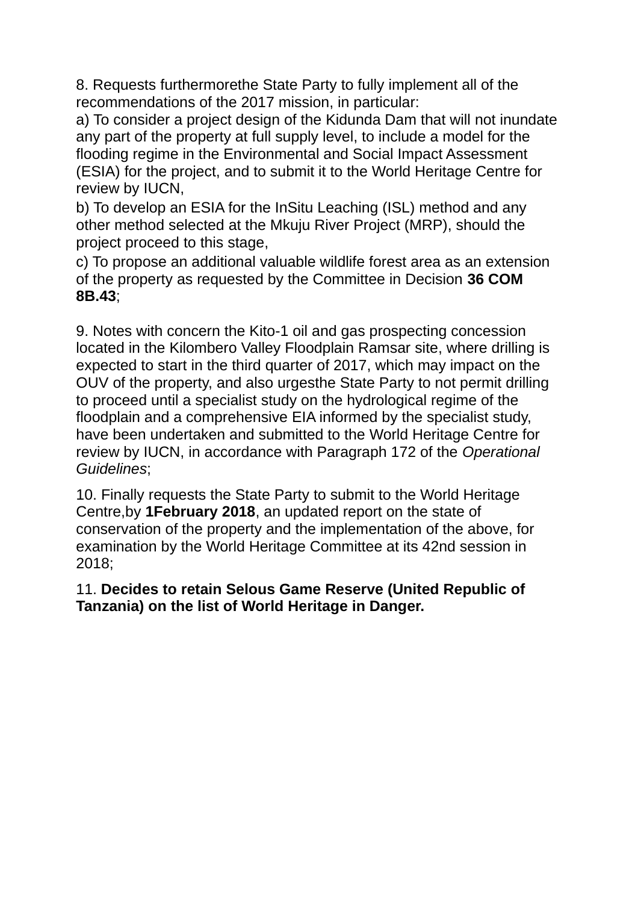8. Requests furthermorethe State Party to fully implement all of the recommendations of the 2017 mission, in particular:

a) To consider a project design of the Kidunda Dam that will not inundate any part of the property at full supply level, to include a model for the flooding regime in the Environmental and Social Impact Assessment (ESIA) for the project, and to submit it to the World Heritage Centre for review by IUCN,

b) To develop an ESIA for the InSitu Leaching (ISL) method and any other method selected at the Mkuju River Project (MRP), should the project proceed to this stage,

c) To propose an additional valuable wildlife forest area as an extension of the property as requested by the Committee in Decision **36 COM 8B.43**;

9. Notes with concern the Kito-1 oil and gas prospecting concession located in the Kilombero Valley Floodplain Ramsar site, where drilling is expected to start in the third quarter of 2017, which may impact on the OUV of the property, and also urgesthe State Party to not permit drilling to proceed until a specialist study on the hydrological regime of the floodplain and a comprehensive EIA informed by the specialist study, have been undertaken and submitted to the World Heritage Centre for review by IUCN, in accordance with Paragraph 172 of the *Operational Guidelines*;

10. Finally requests the State Party to submit to the World Heritage Centre,by **1February 2018**, an updated report on the state of conservation of the property and the implementation of the above, for examination by the World Heritage Committee at its 42nd session in 2018;

11. **Decides to retain Selous Game Reserve (United Republic of Tanzania) on the list of World Heritage in Danger.**